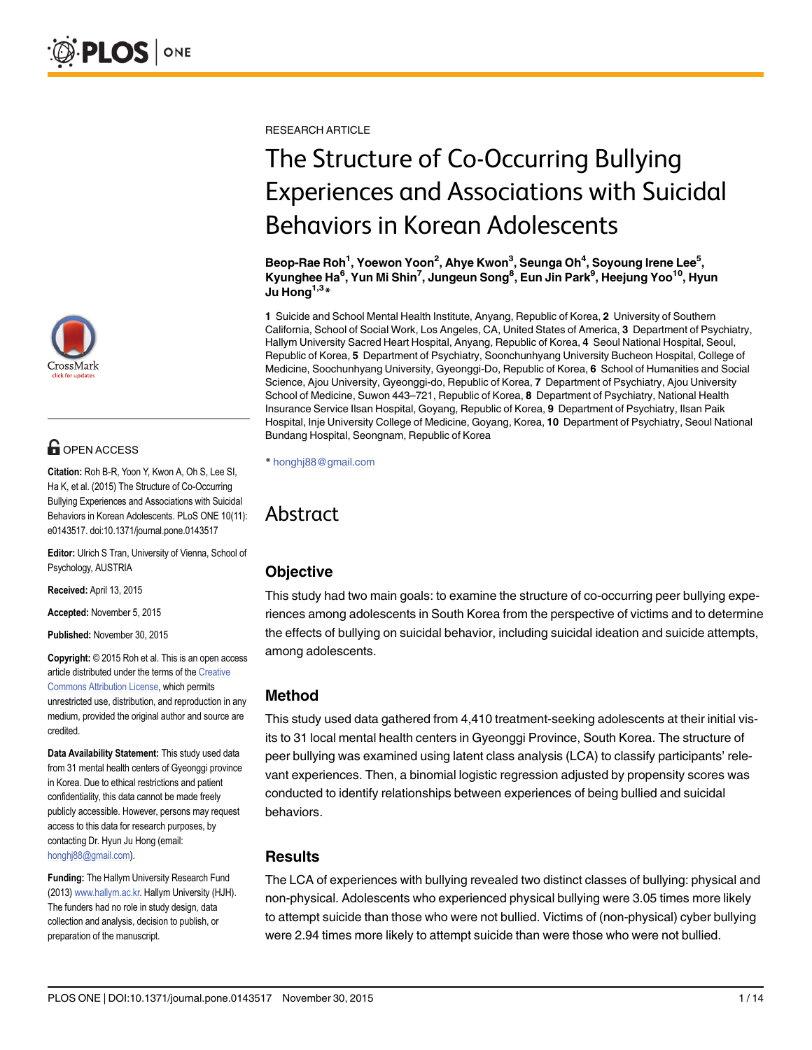RESEARCH ARTICLE

# The Structure of Co-Occurring Bullying Experiences and Associations with Suicidal Behaviors in Korean Adolescents

**Beop-Rae Roh[1], Yoewon Yoon[2], Ahye Kwon[3], Seunga Oh[4], Soyoung Irene Lee[5], Kyunghee Ha[6], Yun Mi Shin[7], Jungeun Song[8], Eun Jin Park[9], Heejung Yoo[10], Hyun Ju Hong[1,3]***

**1** Suicide and School Mental Health Institute, Anyang, Republic of Korea, **2** University of Southern California, School of Social Work, Los Angeles, CA, United States of America, **3** Department of Psychiatry, Hallym University Sacred Heart Hospital, Anyang, Republic of Korea, **4** Seoul National Hospital, Seoul, Republic of Korea, **5** Department of Psychiatry, Soonchunhyang University Bucheon Hospital, College of Medicine, Soochunhyang University, Gyeonggi-Do, Republic of Korea, **6** School of Humanities and Social Science, Ajou University, Gyeonggi-do, Republic of Korea, **7** Department of Psychiatry, Ajou University School of Medicine, Suwon 443–721, Republic of Korea, **8** Department of Psychiatry, National Health Insurance Service Ilsan Hospital, Goyang, Republic of Korea, **9** Department of Psychiatry, Ilsan Paik Hospital, Inje University College of Medicine, Goyang, Korea, **10** Department of Psychiatry, Seoul National Bundang Hospital, Seongnam, Republic of Korea

* honghj88@gmail.com

OPEN ACCESS

**Citation:** Roh B-R, Yoon Y, Kwon A, Oh S, Lee SI, Ha K, et al. (2015) The Structure of Co-Occurring Bullying Experiences and Associations with Suicidal Behaviors in Korean Adolescents. PLoS ONE 10(11): e0143517. doi:10.1371/journal.pone.0143517

**Editor:** Ulrich S Tran, University of Vienna, School of Psychology, AUSTRIA

**Received:** April 13, 2015

**Accepted:** November 5, 2015

**Published:** November 30, 2015

**Copyright:** © 2015 Roh et al. This is an open access article distributed under the terms of the Creative Commons Attribution License, which permits unrestricted use, distribution, and reproduction in any medium, provided the original author and source are credited.

**Data Availability Statement:** This study used data from 31 mental health centers of Gyeonggi province in Korea. Due to ethical restrictions and patient confidentiality, this data cannot be made freely publicly accessible. However, persons may request access to this data for research purposes, by contacting Dr. Hyun Ju Hong (email: honghj88@gmail.com).

**Funding:** The Hallym University Research Fund (2013) www.hallym.ac.kr. Hallym University (HJH). The funders had no role in study design, data collection and analysis, decision to publish, or preparation of the manuscript.

## Abstract

### Objective

This study had two main goals: to examine the structure of co-occurring peer bullying experiences among adolescents in South Korea from the perspective of victims and to determine the effects of bullying on suicidal behavior, including suicidal ideation and suicide attempts, among adolescents.

### Method

This study used data gathered from 4,410 treatment-seeking adolescents at their initial visits to 31 local mental health centers in Gyeonggi Province, South Korea. The structure of peer bullying was examined using latent class analysis (LCA) to classify participants' relevant experiences. Then, a binomial logistic regression adjusted by propensity scores was conducted to identify relationships between experiences of being bullied and suicidal behaviors.

### Results

The LCA of experiences with bullying revealed two distinct classes of bullying: physical and non-physical. Adolescents who experienced physical bullying were 3.05 times more likely to attempt suicide than those who were not bullied. Victims of (non-physical) cyber bullying were 2.94 times more likely to attempt suicide than were those who were not bullied.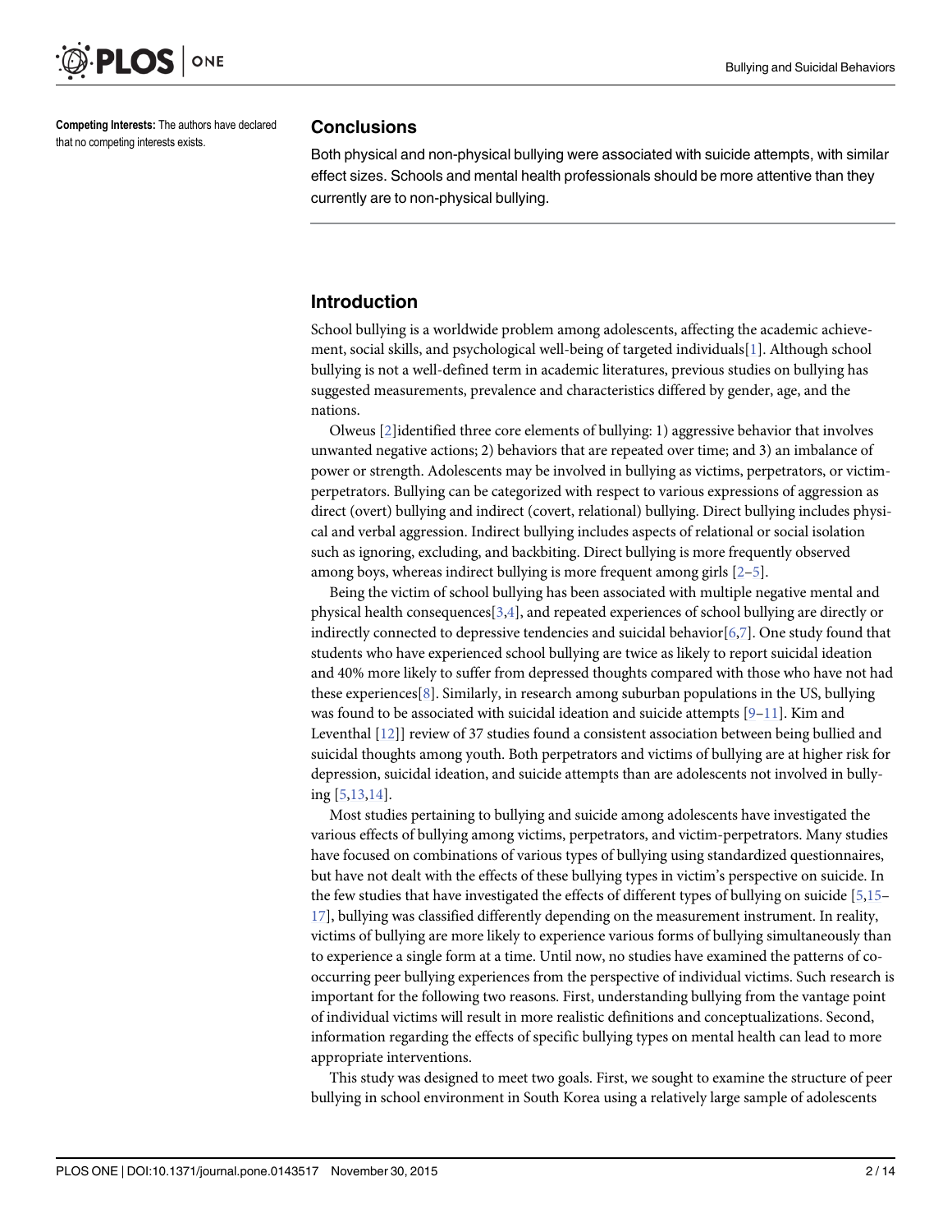Competing Interests: The authors have declared that no competing interests exists.

### Conclusions

Both physical and non-physical bullying were associated with suicide attempts, with similar effect sizes. Schools and mental health professionals should be more attentive than they currently are to non-physical bullying.

## Introduction

School bullying is a worldwide problem among adolescents, affecting the academic achievement, social skills, and psychological well-being of targeted individuals[1]. Although school bullying is not a well-defined term in academic literatures, previous studies on bullying has suggested measurements, prevalence and characteristics differed by gender, age, and the nations.

Olweus [2]identified three core elements of bullying: 1) aggressive behavior that involves unwanted negative actions; 2) behaviors that are repeated over time; and 3) an imbalance of power or strength. Adolescents may be involved in bullying as victims, perpetrators, or victim-perpetrators. Bullying can be categorized with respect to various expressions of aggression as direct (overt) bullying and indirect (covert, relational) bullying. Direct bullying includes physical and verbal aggression. Indirect bullying includes aspects of relational or social isolation such as ignoring, excluding, and backbiting. Direct bullying is more frequently observed among boys, whereas indirect bullying is more frequent among girls [2–5].

Being the victim of school bullying has been associated with multiple negative mental and physical health consequences[3,4], and repeated experiences of school bullying are directly or indirectly connected to depressive tendencies and suicidal behavior[6,7]. One study found that students who have experienced school bullying are twice as likely to report suicidal ideation and 40% more likely to suffer from depressed thoughts compared with those who have not had these experiences[8]. Similarly, in research among suburban populations in the US, bullying was found to be associated with suicidal ideation and suicide attempts [9–11]. Kim and Leventhal [12]] review of 37 studies found a consistent association between being bullied and suicidal thoughts among youth. Both perpetrators and victims of bullying are at higher risk for depression, suicidal ideation, and suicide attempts than are adolescents not involved in bullying [5,13,14].

Most studies pertaining to bullying and suicide among adolescents have investigated the various effects of bullying among victims, perpetrators, and victim-perpetrators. Many studies have focused on combinations of various types of bullying using standardized questionnaires, but have not dealt with the effects of these bullying types in victim's perspective on suicide. In the few studies that have investigated the effects of different types of bullying on suicide [5,15–17], bullying was classified differently depending on the measurement instrument. In reality, victims of bullying are more likely to experience various forms of bullying simultaneously than to experience a single form at a time. Until now, no studies have examined the patterns of co-occurring peer bullying experiences from the perspective of individual victims. Such research is important for the following two reasons. First, understanding bullying from the vantage point of individual victims will result in more realistic definitions and conceptualizations. Second, information regarding the effects of specific bullying types on mental health can lead to more appropriate interventions.

This study was designed to meet two goals. First, we sought to examine the structure of peer bullying in school environment in South Korea using a relatively large sample of adolescents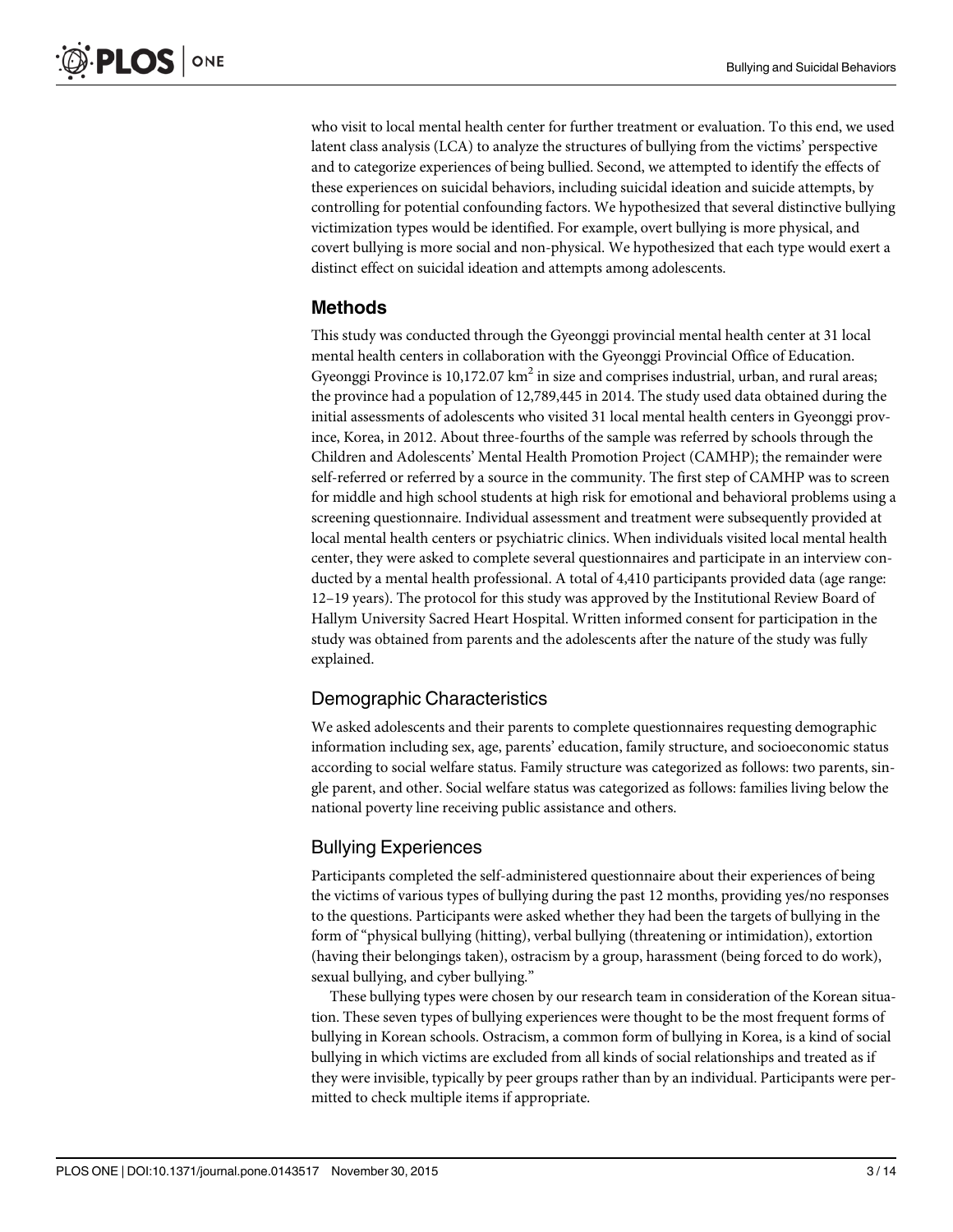who visit to local mental health center for further treatment or evaluation. To this end, we used latent class analysis (LCA) to analyze the structures of bullying from the victims' perspective and to categorize experiences of being bullied. Second, we attempted to identify the effects of these experiences on suicidal behaviors, including suicidal ideation and suicide attempts, by controlling for potential confounding factors. We hypothesized that several distinctive bullying victimization types would be identified. For example, overt bullying is more physical, and covert bullying is more social and non-physical. We hypothesized that each type would exert a distinct effect on suicidal ideation and attempts among adolescents.

## Methods

This study was conducted through the Gyeonggi provincial mental health center at 31 local mental health centers in collaboration with the Gyeonggi Provincial Office of Education. Gyeonggi Province is 10,172.07 km$^2$ in size and comprises industrial, urban, and rural areas; the province had a population of 12,789,445 in 2014. The study used data obtained during the initial assessments of adolescents who visited 31 local mental health centers in Gyeonggi province, Korea, in 2012. About three-fourths of the sample was referred by schools through the Children and Adolescents' Mental Health Promotion Project (CAMHP); the remainder were self-referred or referred by a source in the community. The first step of CAMHP was to screen for middle and high school students at high risk for emotional and behavioral problems using a screening questionnaire. Individual assessment and treatment were subsequently provided at local mental health centers or psychiatric clinics. When individuals visited local mental health center, they were asked to complete several questionnaires and participate in an interview conducted by a mental health professional. A total of 4,410 participants provided data (age range: 12–19 years). The protocol for this study was approved by the Institutional Review Board of Hallym University Sacred Heart Hospital. Written informed consent for participation in the study was obtained from parents and the adolescents after the nature of the study was fully explained.

### Demographic Characteristics

We asked adolescents and their parents to complete questionnaires requesting demographic information including sex, age, parents' education, family structure, and socioeconomic status according to social welfare status. Family structure was categorized as follows: two parents, single parent, and other. Social welfare status was categorized as follows: families living below the national poverty line receiving public assistance and others.

### Bullying Experiences

Participants completed the self-administered questionnaire about their experiences of being the victims of various types of bullying during the past 12 months, providing yes/no responses to the questions. Participants were asked whether they had been the targets of bullying in the form of "physical bullying (hitting), verbal bullying (threatening or intimidation), extortion (having their belongings taken), ostracism by a group, harassment (being forced to do work), sexual bullying, and cyber bullying."

These bullying types were chosen by our research team in consideration of the Korean situation. These seven types of bullying experiences were thought to be the most frequent forms of bullying in Korean schools. Ostracism, a common form of bullying in Korea, is a kind of social bullying in which victims are excluded from all kinds of social relationships and treated as if they were invisible, typically by peer groups rather than by an individual. Participants were permitted to check multiple items if appropriate.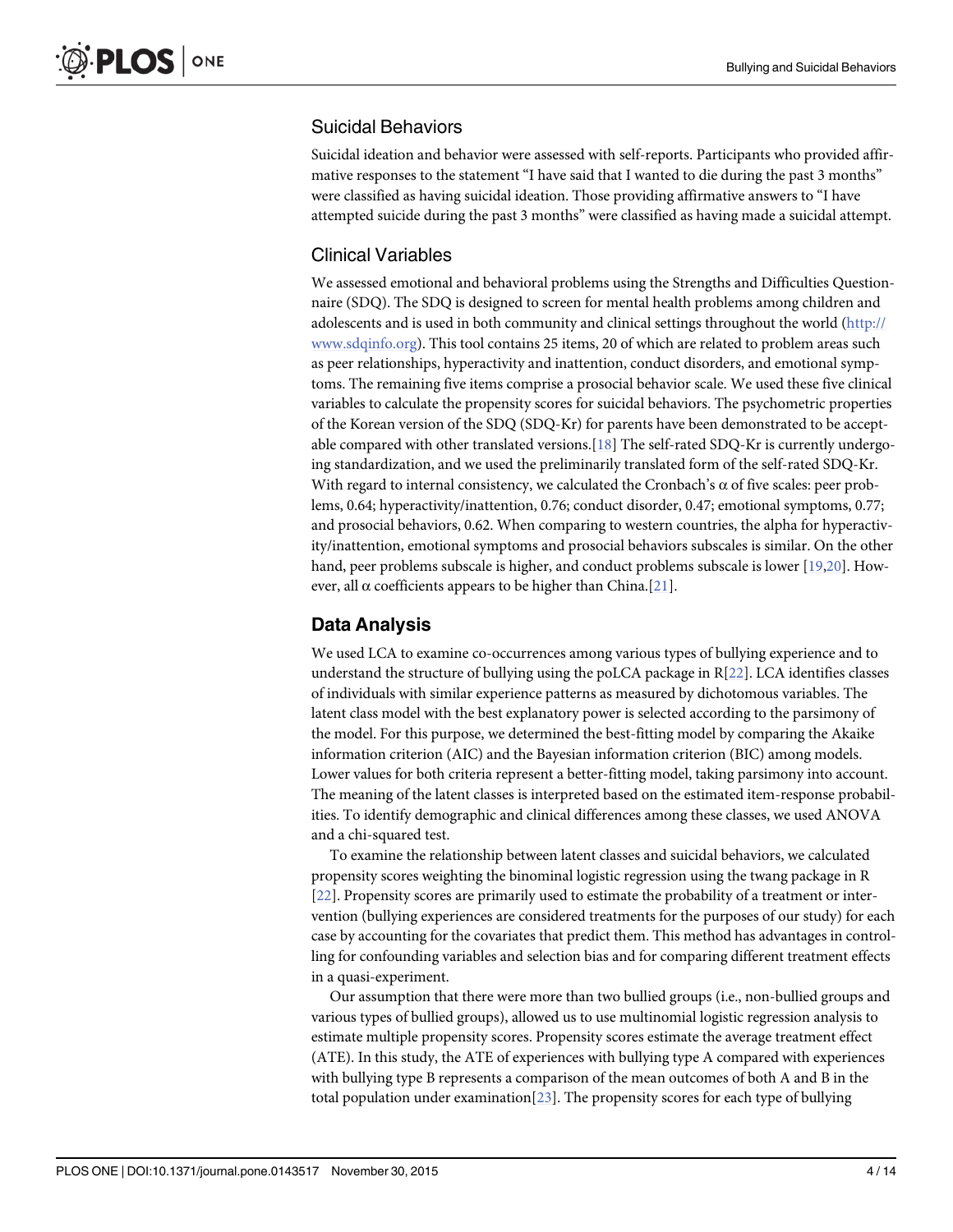### Suicidal Behaviors

Suicidal ideation and behavior were assessed with self-reports. Participants who provided affirmative responses to the statement "I have said that I wanted to die during the past 3 months" were classified as having suicidal ideation. Those providing affirmative answers to "I have attempted suicide during the past 3 months" were classified as having made a suicidal attempt.

### Clinical Variables

We assessed emotional and behavioral problems using the Strengths and Difficulties Questionnaire (SDQ). The SDQ is designed to screen for mental health problems among children and adolescents and is used in both community and clinical settings throughout the world (http://www.sdqinfo.org). This tool contains 25 items, 20 of which are related to problem areas such as peer relationships, hyperactivity and inattention, conduct disorders, and emotional symptoms. The remaining five items comprise a prosocial behavior scale. We used these five clinical variables to calculate the propensity scores for suicidal behaviors. The psychometric properties of the Korean version of the SDQ (SDQ-Kr) for parents have been demonstrated to be acceptable compared with other translated versions.[18] The self-rated SDQ-Kr is currently undergoing standardization, and we used the preliminarily translated form of the self-rated SDQ-Kr. With regard to internal consistency, we calculated the Cronbach's $\alpha$ of five scales: peer problems, 0.64; hyperactivity/inattention, 0.76; conduct disorder, 0.47; emotional symptoms, 0.77; and prosocial behaviors, 0.62. When comparing to western countries, the alpha for hyperactivity/inattention, emotional symptoms and prosocial behaviors subscales is similar. On the other hand, peer problems subscale is higher, and conduct problems subscale is lower [19,20]. However, all $\alpha$ coefficients appears to be higher than China.[21].

## Data Analysis

We used LCA to examine co-occurrences among various types of bullying experience and to understand the structure of bullying using the poLCA package in R[22]. LCA identifies classes of individuals with similar experience patterns as measured by dichotomous variables. The latent class model with the best explanatory power is selected according to the parsimony of the model. For this purpose, we determined the best-fitting model by comparing the Akaike information criterion (AIC) and the Bayesian information criterion (BIC) among models. Lower values for both criteria represent a better-fitting model, taking parsimony into account. The meaning of the latent classes is interpreted based on the estimated item-response probabilities. To identify demographic and clinical differences among these classes, we used ANOVA and a chi-squared test.

To examine the relationship between latent classes and suicidal behaviors, we calculated propensity scores weighting the binominal logistic regression using the twang package in R [22]. Propensity scores are primarily used to estimate the probability of a treatment or intervention (bullying experiences are considered treatments for the purposes of our study) for each case by accounting for the covariates that predict them. This method has advantages in controlling for confounding variables and selection bias and for comparing different treatment effects in a quasi-experiment.

Our assumption that there were more than two bullied groups (i.e., non-bullied groups and various types of bullied groups), allowed us to use multinomial logistic regression analysis to estimate multiple propensity scores. Propensity scores estimate the average treatment effect (ATE). In this study, the ATE of experiences with bullying type A compared with experiences with bullying type B represents a comparison of the mean outcomes of both A and B in the total population under examination[23]. The propensity scores for each type of bullying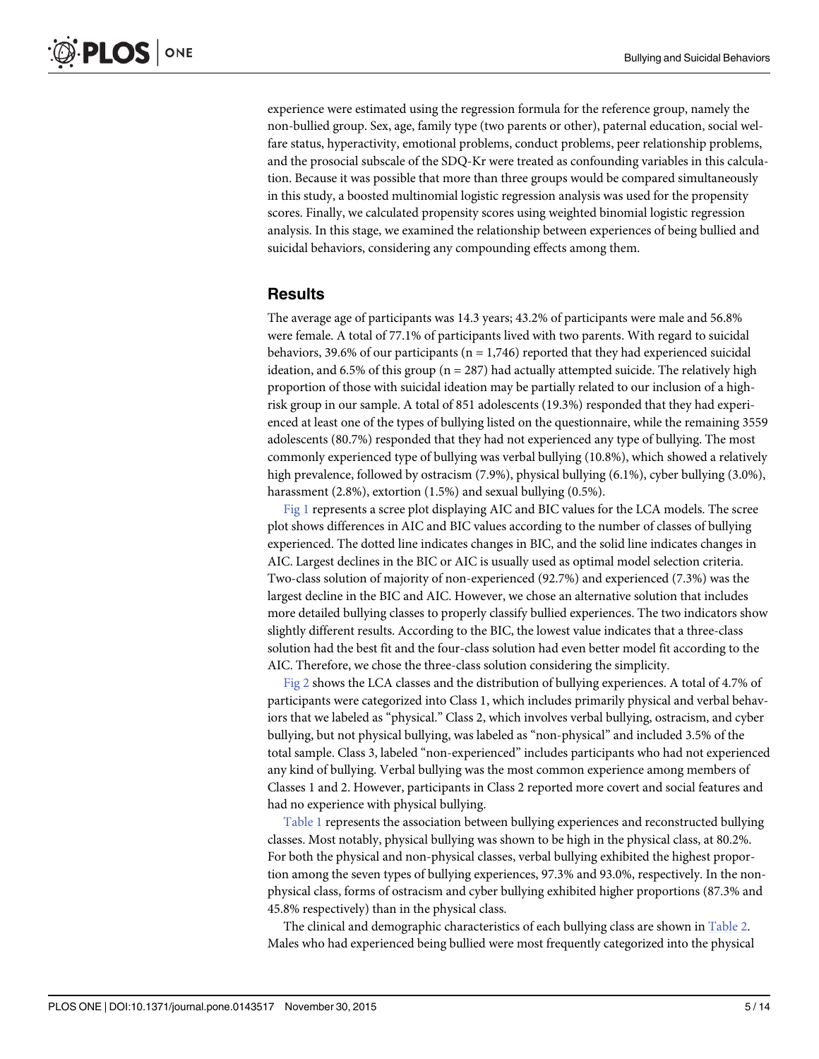experience were estimated using the regression formula for the reference group, namely the non-bullied group. Sex, age, family type (two parents or other), paternal education, social welfare status, hyperactivity, emotional problems, conduct problems, peer relationship problems, and the prosocial subscale of the SDQ-Kr were treated as confounding variables in this calculation. Because it was possible that more than three groups would be compared simultaneously in this study, a boosted multinomial logistic regression analysis was used for the propensity scores. Finally, we calculated propensity scores using weighted binomial logistic regression analysis. In this stage, we examined the relationship between experiences of being bullied and suicidal behaviors, considering any compounding effects among them.

## Results

The average age of participants was 14.3 years; 43.2% of participants were male and 56.8% were female. A total of 77.1% of participants lived with two parents. With regard to suicidal behaviors, 39.6% of our participants (n = 1,746) reported that they had experienced suicidal ideation, and 6.5% of this group (n = 287) had actually attempted suicide. The relatively high proportion of those with suicidal ideation may be partially related to our inclusion of a high-risk group in our sample. A total of 851 adolescents (19.3%) responded that they had experienced at least one of the types of bullying listed on the questionnaire, while the remaining 3559 adolescents (80.7%) responded that they had not experienced any type of bullying. The most commonly experienced type of bullying was verbal bullying (10.8%), which showed a relatively high prevalence, followed by ostracism (7.9%), physical bullying (6.1%), cyber bullying (3.0%), harassment (2.8%), extortion (1.5%) and sexual bullying (0.5%).

Fig 1 represents a scree plot displaying AIC and BIC values for the LCA models. The scree plot shows differences in AIC and BIC values according to the number of classes of bullying experienced. The dotted line indicates changes in BIC, and the solid line indicates changes in AIC. Largest declines in the BIC or AIC is usually used as optimal model selection criteria. Two-class solution of majority of non-experienced (92.7%) and experienced (7.3%) was the largest decline in the BIC and AIC. However, we chose an alternative solution that includes more detailed bullying classes to properly classify bullied experiences. The two indicators show slightly different results. According to the BIC, the lowest value indicates that a three-class solution had the best fit and the four-class solution had even better model fit according to the AIC. Therefore, we chose the three-class solution considering the simplicity.

Fig 2 shows the LCA classes and the distribution of bullying experiences. A total of 4.7% of participants were categorized into Class 1, which includes primarily physical and verbal behaviors that we labeled as "physical." Class 2, which involves verbal bullying, ostracism, and cyber bullying, but not physical bullying, was labeled as "non-physical" and included 3.5% of the total sample. Class 3, labeled "non-experienced" includes participants who had not experienced any kind of bullying. Verbal bullying was the most common experience among members of Classes 1 and 2. However, participants in Class 2 reported more covert and social features and had no experience with physical bullying.

Table 1 represents the association between bullying experiences and reconstructed bullying classes. Most notably, physical bullying was shown to be high in the physical class, at 80.2%. For both the physical and non-physical classes, verbal bullying exhibited the highest proportion among the seven types of bullying experiences, 97.3% and 93.0%, respectively. In the non-physical class, forms of ostracism and cyber bullying exhibited higher proportions (87.3% and 45.8% respectively) than in the physical class.

The clinical and demographic characteristics of each bullying class are shown in Table 2. Males who had experienced being bullied were most frequently categorized into the physical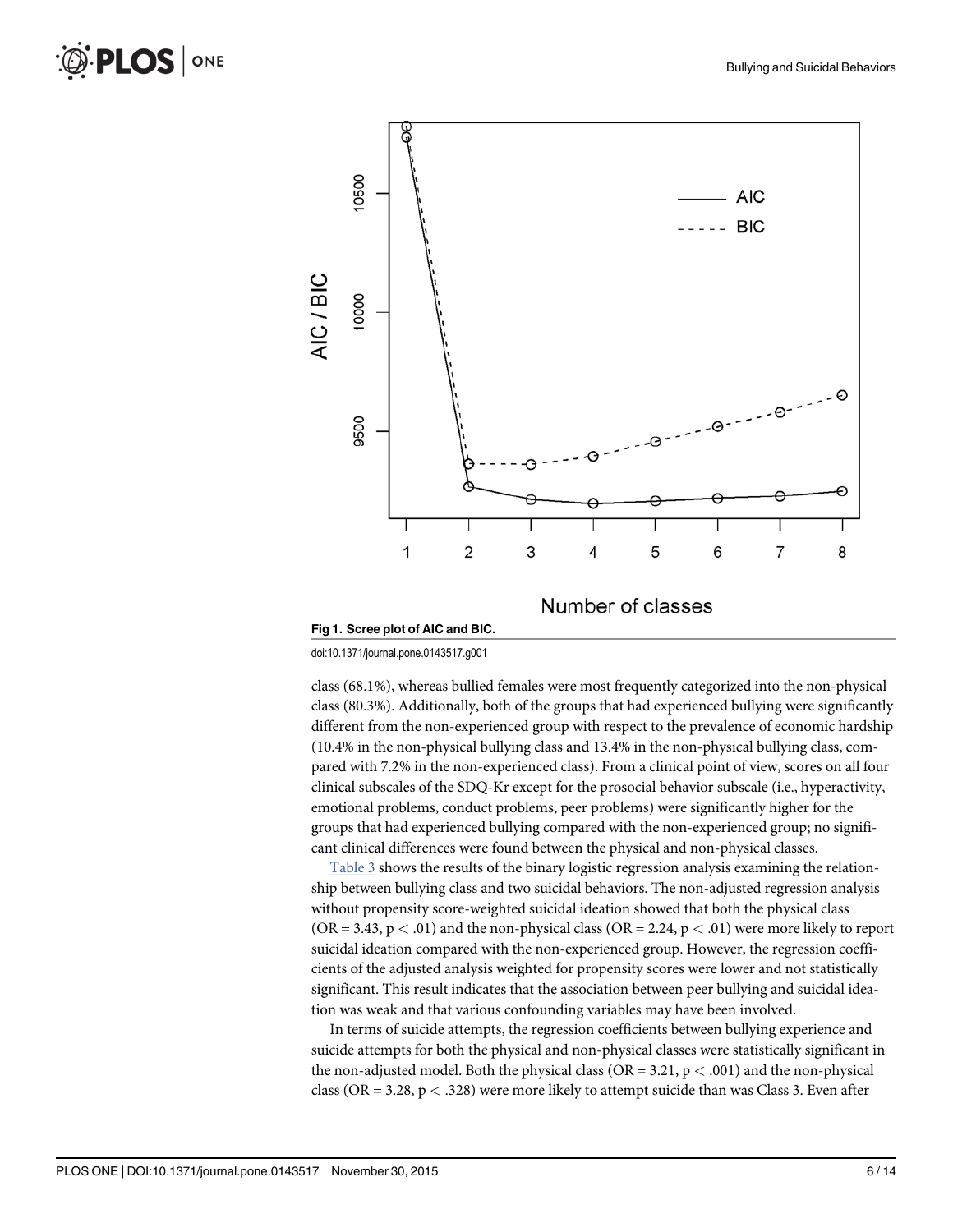Fig 1. Scree plot of AIC and BIC.

doi:10.1371/journal.pone.0143517.g001

class (68.1%), whereas bullied females were most frequently categorized into the non-physical class (80.3%). Additionally, both of the groups that had experienced bullying were significantly different from the non-experienced group with respect to the prevalence of economic hardship (10.4% in the non-physical bullying class and 13.4% in the non-physical bullying class, compared with 7.2% in the non-experienced class). From a clinical point of view, scores on all four clinical subscales of the SDQ-Kr except for the prosocial behavior subscale (i.e., hyperactivity, emotional problems, conduct problems, peer problems) were significantly higher for the groups that had experienced bullying compared with the non-experienced group; no significant clinical differences were found between the physical and non-physical classes.

Table 3 shows the results of the binary logistic regression analysis examining the relationship between bullying class and two suicidal behaviors. The non-adjusted regression analysis without propensity score-weighted suicidal ideation showed that both the physical class ($OR = 3.43$, $p < .01$) and the non-physical class ($OR = 2.24$, $p < .01$) were more likely to report suicidal ideation compared with the non-experienced group. However, the regression coefficients of the adjusted analysis weighted for propensity scores were lower and not statistically significant. This result indicates that the association between peer bullying and suicidal ideation was weak and that various confounding variables may have been involved.

In terms of suicide attempts, the regression coefficients between bullying experience and suicide attempts for both the physical and non-physical classes were statistically significant in the non-adjusted model. Both the physical class ($OR = 3.21$, $p < .001$) and the non-physical class ($OR = 3.28$, $p < .328$) were more likely to attempt suicide than was Class 3. Even after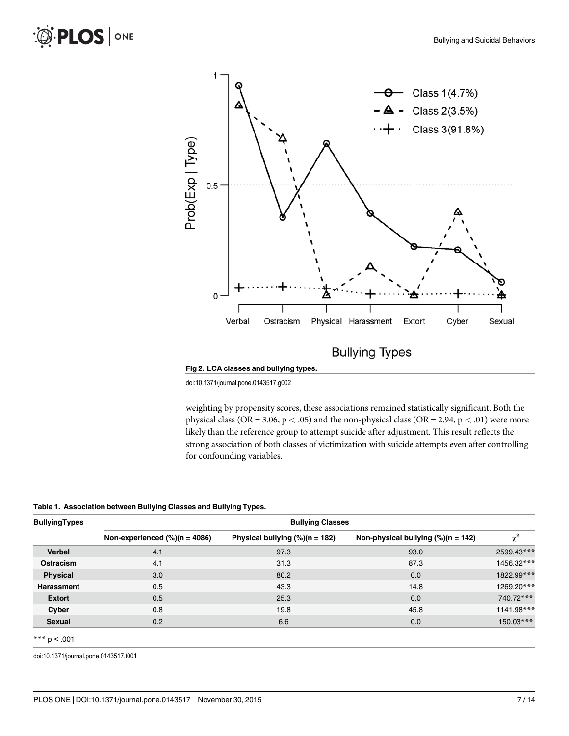Fig 2. LCA classes and bullying types.

doi:10.1371/journal.pone.0143517.g002

weighting by propensity scores, these associations remained statistically significant. Both the physical class (OR = 3.06, $p < .05$) and the non-physical class (OR = 2.94, $p < .01$) were more likely than the reference group to attempt suicide after adjustment. This result reflects the strong association of both classes of victimization with suicide attempts even after controlling for confounding variables.

**Table 1. Association between Bullying Classes and Bullying Types.**

| BullyingTypes | Bullying Classes | | | |
|---|---|---|---|---|
| | Non-experienced (%)(n = 4086) | Physical bullying (%)(n = 182) | Non-physical bullying (%)(n = 142) | $\chi^2$ |
| **Verbal** | 4.1 | 97.3 | 93.0 | 2599.43*** |
| **Ostracism** | 4.1 | 31.3 | 87.3 | 1456.32*** |
| **Physical** | 3.0 | 80.2 | 0.0 | 1822.99*** |
| **Harassment** | 0.5 | 43.3 | 14.8 | 1269.20*** |
| **Extort** | 0.5 | 25.3 | 0.0 | 740.72*** |
| **Cyber** | 0.8 | 19.8 | 45.8 | 1141.98*** |
| **Sexual** | 0.2 | 6.6 | 0.0 | 150.03*** |

*** $p < .001$

doi:10.1371/journal.pone.0143517.t001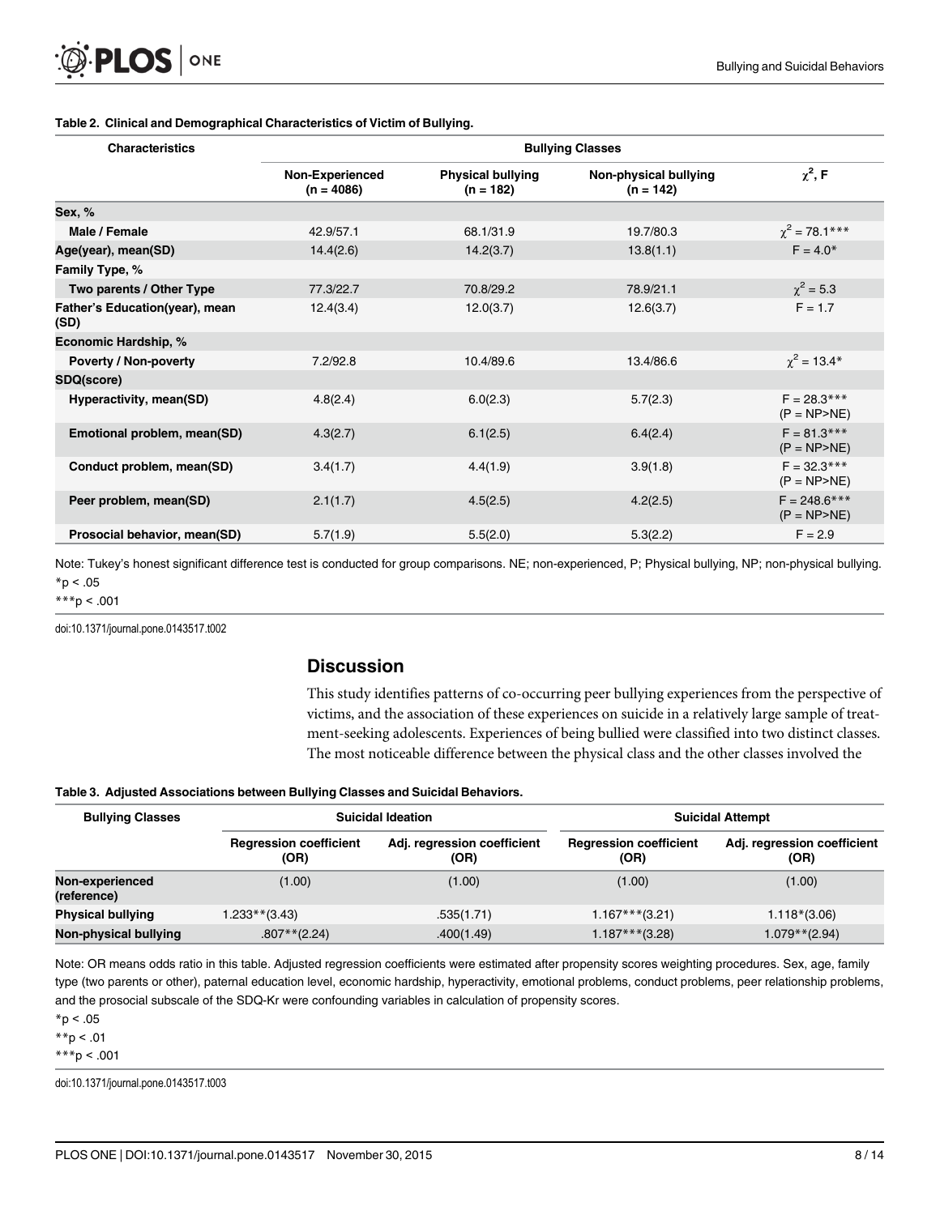**Table 2. Clinical and Demographical Characteristics of Victim of Bullying.**

| Characteristics | Bullying Classes | | | |
|---|---|---|---|---|
| | Non-Experienced (n = 4086) | Physical bullying (n = 182) | Non-physical bullying (n = 142) | $\chi^2$, F |
| **Sex, %** | | | | |
| Male / Female | 42.9/57.1 | 68.1/31.9 | 19.7/80.3 | $\chi^2$ = 78.1*** |
| **Age(year), mean(SD)** | 14.4(2.6) | 14.2(3.7) | 13.8(1.1) | F = 4.0* |
| **Family Type, %** | | | | |
| Two parents / Other Type | 77.3/22.7 | 70.8/29.2 | 78.9/21.1 | $\chi^2$ = 5.3 |
| **Father's Education(year), mean (SD)** | 12.4(3.4) | 12.0(3.7) | 12.6(3.7) | F = 1.7 |
| **Economic Hardship, %** | | | | |
| Poverty / Non-poverty | 7.2/92.8 | 10.4/89.6 | 13.4/86.6 | $\chi^2$ = 13.4* |
| **SDQ(score)** | | | | |
| Hyperactivity, mean(SD) | 4.8(2.4) | 6.0(2.3) | 5.7(2.3) | F = 28.3*** (P = NP>NE) |
| Emotional problem, mean(SD) | 4.3(2.7) | 6.1(2.5) | 6.4(2.4) | F = 81.3*** (P = NP>NE) |
| Conduct problem, mean(SD) | 3.4(1.7) | 4.4(1.9) | 3.9(1.8) | F = 32.3*** (P = NP>NE) |
| Peer problem, mean(SD) | 2.1(1.7) | 4.5(2.5) | 4.2(2.5) | F = 248.6*** (P = NP>NE) |
| Prosocial behavior, mean(SD) | 5.7(1.9) | 5.5(2.0) | 5.3(2.2) | F = 2.9 |

Note: Tukey's honest significant difference test is conducted for group comparisons. NE; non-experienced, P; Physical bullying, NP; non-physical bullying.

*p < .05

***p < .001

doi:10.1371/journal.pone.0143517.t002

## Discussion

This study identifies patterns of co-occurring peer bullying experiences from the perspective of victims, and the association of these experiences on suicide in a relatively large sample of treatment-seeking adolescents. Experiences of being bullied were classified into two distinct classes. The most noticeable difference between the physical class and the other classes involved the

**Table 3. Adjusted Associations between Bullying Classes and Suicidal Behaviors.**

| Bullying Classes | Suicidal Ideation | | Suicidal Attempt | |
|---|---|---|---|---|
| | Regression coefficient (OR) | Adj. regression coefficient (OR) | Regression coefficient (OR) | Adj. regression coefficient (OR) |
| **Non-experienced (reference)** | (1.00) | (1.00) | (1.00) | (1.00) |
| **Physical bullying** | 1.233**(3.43) | .535(1.71) | 1.167***(3.21) | 1.118*(3.06) |
| **Non-physical bullying** | .807**(2.24) | .400(1.49) | 1.187***(3.28) | 1.079**(2.94) |

Note: OR means odds ratio in this table. Adjusted regression coefficients were estimated after propensity scores weighting procedures. Sex, age, family type (two parents or other), paternal education level, economic hardship, hyperactivity, emotional problems, conduct problems, peer relationship problems, and the prosocial subscale of the SDQ-Kr were confounding variables in calculation of propensity scores.

*p < .05

**p < .01

***p < .001

doi:10.1371/journal.pone.0143517.t003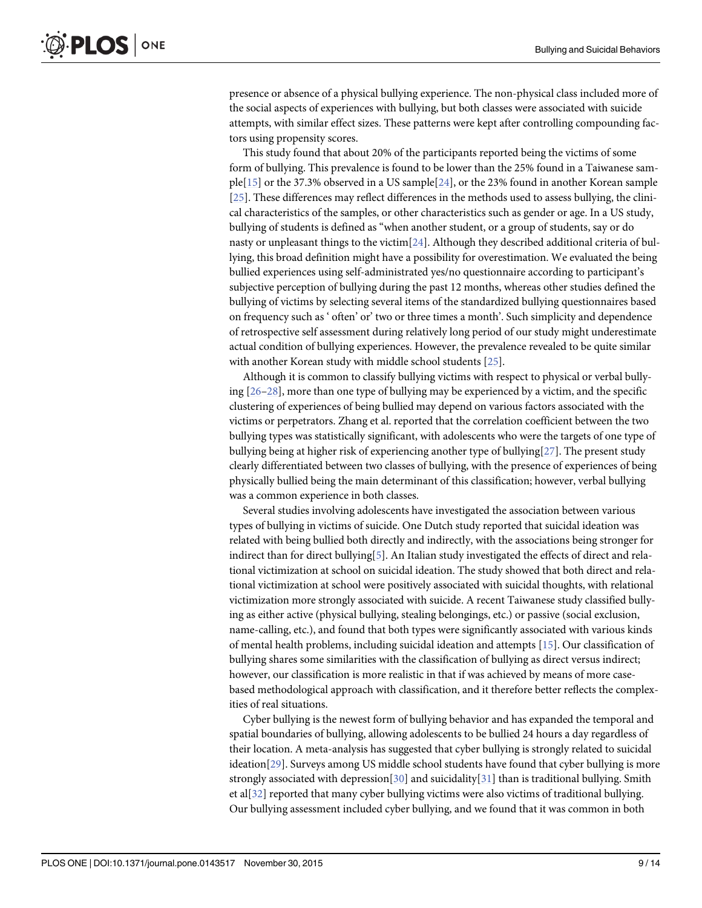presence or absence of a physical bullying experience. The non-physical class included more of the social aspects of experiences with bullying, but both classes were associated with suicide attempts, with similar effect sizes. These patterns were kept after controlling compounding factors using propensity scores.

This study found that about 20% of the participants reported being the victims of some form of bullying. This prevalence is found to be lower than the 25% found in a Taiwanese sample[15] or the 37.3% observed in a US sample[24], or the 23% found in another Korean sample [25]. These differences may reflect differences in the methods used to assess bullying, the clinical characteristics of the samples, or other characteristics such as gender or age. In a US study, bullying of students is defined as "when another student, or a group of students, say or do nasty or unpleasant things to the victim[24]. Although they described additional criteria of bullying, this broad definition might have a possibility for overestimation. We evaluated the being bullied experiences using self-administrated yes/no questionnaire according to participant's subjective perception of bullying during the past 12 months, whereas other studies defined the bullying of victims by selecting several items of the standardized bullying questionnaires based on frequency such as ' often' or' two or three times a month'. Such simplicity and dependence of retrospective self assessment during relatively long period of our study might underestimate actual condition of bullying experiences. However, the prevalence revealed to be quite similar with another Korean study with middle school students [25].

Although it is common to classify bullying victims with respect to physical or verbal bullying [26–28], more than one type of bullying may be experienced by a victim, and the specific clustering of experiences of being bullied may depend on various factors associated with the victims or perpetrators. Zhang et al. reported that the correlation coefficient between the two bullying types was statistically significant, with adolescents who were the targets of one type of bullying being at higher risk of experiencing another type of bullying[27]. The present study clearly differentiated between two classes of bullying, with the presence of experiences of being physically bullied being the main determinant of this classification; however, verbal bullying was a common experience in both classes.

Several studies involving adolescents have investigated the association between various types of bullying in victims of suicide. One Dutch study reported that suicidal ideation was related with being bullied both directly and indirectly, with the associations being stronger for indirect than for direct bullying[5]. An Italian study investigated the effects of direct and relational victimization at school on suicidal ideation. The study showed that both direct and relational victimization at school were positively associated with suicidal thoughts, with relational victimization more strongly associated with suicide. A recent Taiwanese study classified bullying as either active (physical bullying, stealing belongings, etc.) or passive (social exclusion, name-calling, etc.), and found that both types were significantly associated with various kinds of mental health problems, including suicidal ideation and attempts [15]. Our classification of bullying shares some similarities with the classification of bullying as direct versus indirect; however, our classification is more realistic in that if was achieved by means of more case-based methodological approach with classification, and it therefore better reflects the complexities of real situations.

Cyber bullying is the newest form of bullying behavior and has expanded the temporal and spatial boundaries of bullying, allowing adolescents to be bullied 24 hours a day regardless of their location. A meta-analysis has suggested that cyber bullying is strongly related to suicidal ideation[29]. Surveys among US middle school students have found that cyber bullying is more strongly associated with depression[30] and suicidality[31] than is traditional bullying. Smith et al[32] reported that many cyber bullying victims were also victims of traditional bullying. Our bullying assessment included cyber bullying, and we found that it was common in both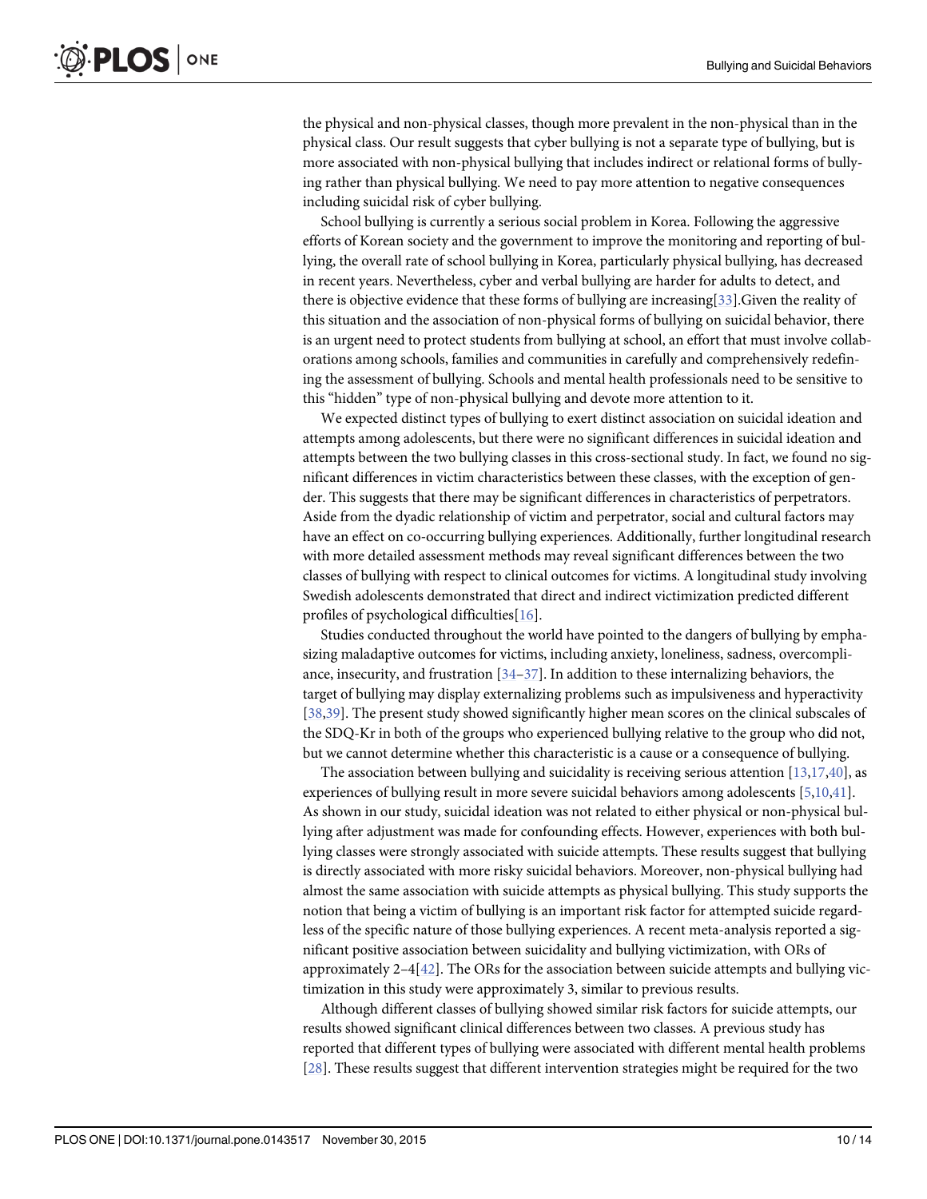the physical and non-physical classes, though more prevalent in the non-physical than in the physical class. Our result suggests that cyber bullying is not a separate type of bullying, but is more associated with non-physical bullying that includes indirect or relational forms of bullying rather than physical bullying. We need to pay more attention to negative consequences including suicidal risk of cyber bullying.

School bullying is currently a serious social problem in Korea. Following the aggressive efforts of Korean society and the government to improve the monitoring and reporting of bullying, the overall rate of school bullying in Korea, particularly physical bullying, has decreased in recent years. Nevertheless, cyber and verbal bullying are harder for adults to detect, and there is objective evidence that these forms of bullying are increasing[33].Given the reality of this situation and the association of non-physical forms of bullying on suicidal behavior, there is an urgent need to protect students from bullying at school, an effort that must involve collaborations among schools, families and communities in carefully and comprehensively redefining the assessment of bullying. Schools and mental health professionals need to be sensitive to this "hidden" type of non-physical bullying and devote more attention to it.

We expected distinct types of bullying to exert distinct association on suicidal ideation and attempts among adolescents, but there were no significant differences in suicidal ideation and attempts between the two bullying classes in this cross-sectional study. In fact, we found no significant differences in victim characteristics between these classes, with the exception of gender. This suggests that there may be significant differences in characteristics of perpetrators. Aside from the dyadic relationship of victim and perpetrator, social and cultural factors may have an effect on co-occurring bullying experiences. Additionally, further longitudinal research with more detailed assessment methods may reveal significant differences between the two classes of bullying with respect to clinical outcomes for victims. A longitudinal study involving Swedish adolescents demonstrated that direct and indirect victimization predicted different profiles of psychological difficulties[16].

Studies conducted throughout the world have pointed to the dangers of bullying by emphasizing maladaptive outcomes for victims, including anxiety, loneliness, sadness, overcompliance, insecurity, and frustration [34–37]. In addition to these internalizing behaviors, the target of bullying may display externalizing problems such as impulsiveness and hyperactivity [38,39]. The present study showed significantly higher mean scores on the clinical subscales of the SDQ-Kr in both of the groups who experienced bullying relative to the group who did not, but we cannot determine whether this characteristic is a cause or a consequence of bullying.

The association between bullying and suicidality is receiving serious attention [13,17,40], as experiences of bullying result in more severe suicidal behaviors among adolescents [5,10,41]. As shown in our study, suicidal ideation was not related to either physical or non-physical bullying after adjustment was made for confounding effects. However, experiences with both bullying classes were strongly associated with suicide attempts. These results suggest that bullying is directly associated with more risky suicidal behaviors. Moreover, non-physical bullying had almost the same association with suicide attempts as physical bullying. This study supports the notion that being a victim of bullying is an important risk factor for attempted suicide regardless of the specific nature of those bullying experiences. A recent meta-analysis reported a significant positive association between suicidality and bullying victimization, with ORs of approximately 2–4[42]. The ORs for the association between suicide attempts and bullying victimization in this study were approximately 3, similar to previous results.

Although different classes of bullying showed similar risk factors for suicide attempts, our results showed significant clinical differences between two classes. A previous study has reported that different types of bullying were associated with different mental health problems [28]. These results suggest that different intervention strategies might be required for the two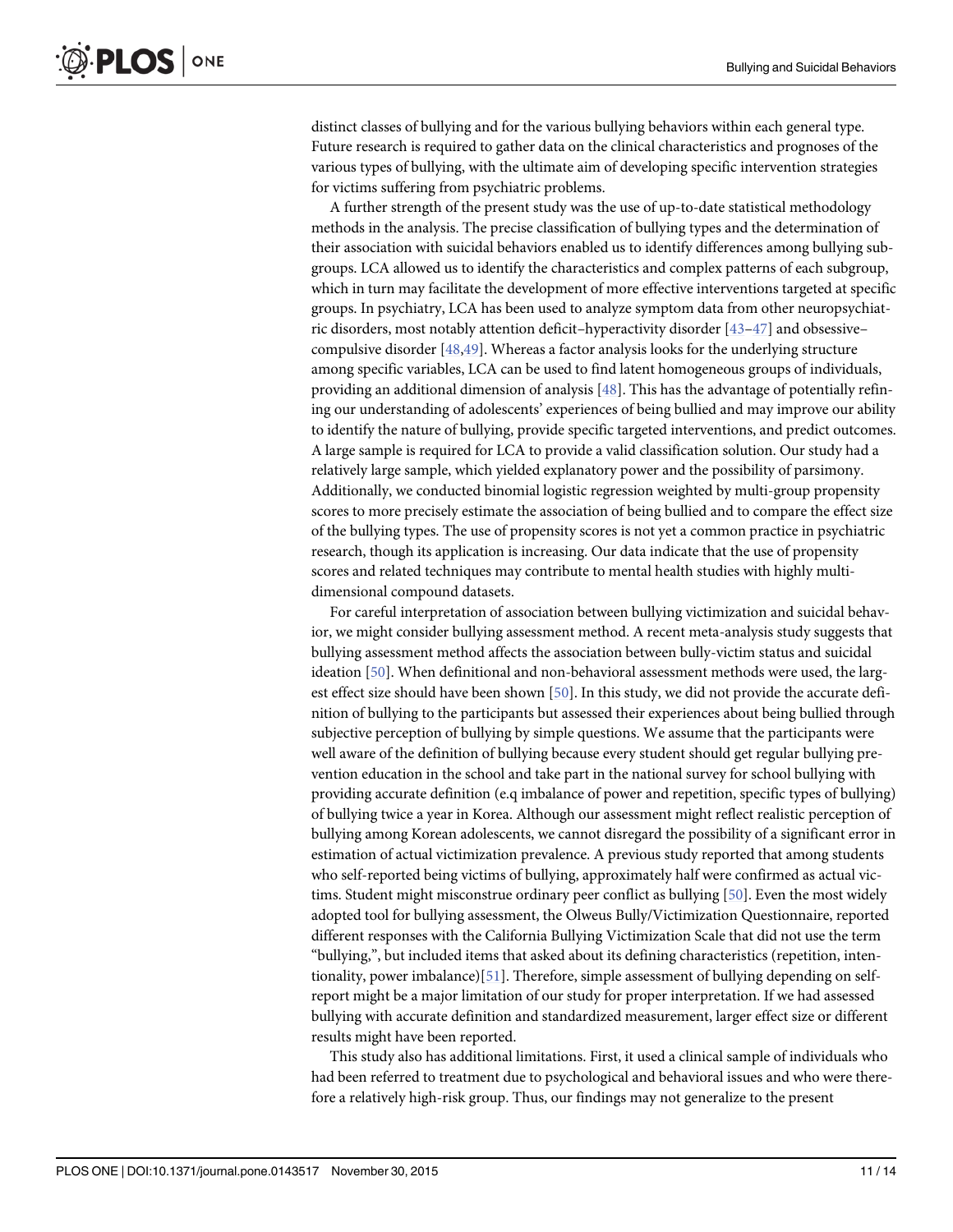distinct classes of bullying and for the various bullying behaviors within each general type. Future research is required to gather data on the clinical characteristics and prognoses of the various types of bullying, with the ultimate aim of developing specific intervention strategies for victims suffering from psychiatric problems.

A further strength of the present study was the use of up-to-date statistical methodology methods in the analysis. The precise classification of bullying types and the determination of their association with suicidal behaviors enabled us to identify differences among bullying subgroups. LCA allowed us to identify the characteristics and complex patterns of each subgroup, which in turn may facilitate the development of more effective interventions targeted at specific groups. In psychiatry, LCA has been used to analyze symptom data from other neuropsychiatric disorders, most notably attention deficit–hyperactivity disorder [43–47] and obsessive–compulsive disorder [48,49]. Whereas a factor analysis looks for the underlying structure among specific variables, LCA can be used to find latent homogeneous groups of individuals, providing an additional dimension of analysis [48]. This has the advantage of potentially refining our understanding of adolescents' experiences of being bullied and may improve our ability to identify the nature of bullying, provide specific targeted interventions, and predict outcomes. A large sample is required for LCA to provide a valid classification solution. Our study had a relatively large sample, which yielded explanatory power and the possibility of parsimony. Additionally, we conducted binomial logistic regression weighted by multi-group propensity scores to more precisely estimate the association of being bullied and to compare the effect size of the bullying types. The use of propensity scores is not yet a common practice in psychiatric research, though its application is increasing. Our data indicate that the use of propensity scores and related techniques may contribute to mental health studies with highly multi-dimensional compound datasets.

For careful interpretation of association between bullying victimization and suicidal behavior, we might consider bullying assessment method. A recent meta-analysis study suggests that bullying assessment method affects the association between bully-victim status and suicidal ideation [50]. When definitional and non-behavioral assessment methods were used, the largest effect size should have been shown [50]. In this study, we did not provide the accurate definition of bullying to the participants but assessed their experiences about being bullied through subjective perception of bullying by simple questions. We assume that the participants were well aware of the definition of bullying because every student should get regular bullying prevention education in the school and take part in the national survey for school bullying with providing accurate definition (e.q imbalance of power and repetition, specific types of bullying) of bullying twice a year in Korea. Although our assessment might reflect realistic perception of bullying among Korean adolescents, we cannot disregard the possibility of a significant error in estimation of actual victimization prevalence. A previous study reported that among students who self-reported being victims of bullying, approximately half were confirmed as actual victims. Student might misconstrue ordinary peer conflict as bullying [50]. Even the most widely adopted tool for bullying assessment, the Olweus Bully/Victimization Questionnaire, reported different responses with the California Bullying Victimization Scale that did not use the term "bullying,", but included items that asked about its defining characteristics (repetition, intentionality, power imbalance)[51]. Therefore, simple assessment of bullying depending on self-report might be a major limitation of our study for proper interpretation. If we had assessed bullying with accurate definition and standardized measurement, larger effect size or different results might have been reported.

This study also has additional limitations. First, it used a clinical sample of individuals who had been referred to treatment due to psychological and behavioral issues and who were therefore a relatively high-risk group. Thus, our findings may not generalize to the present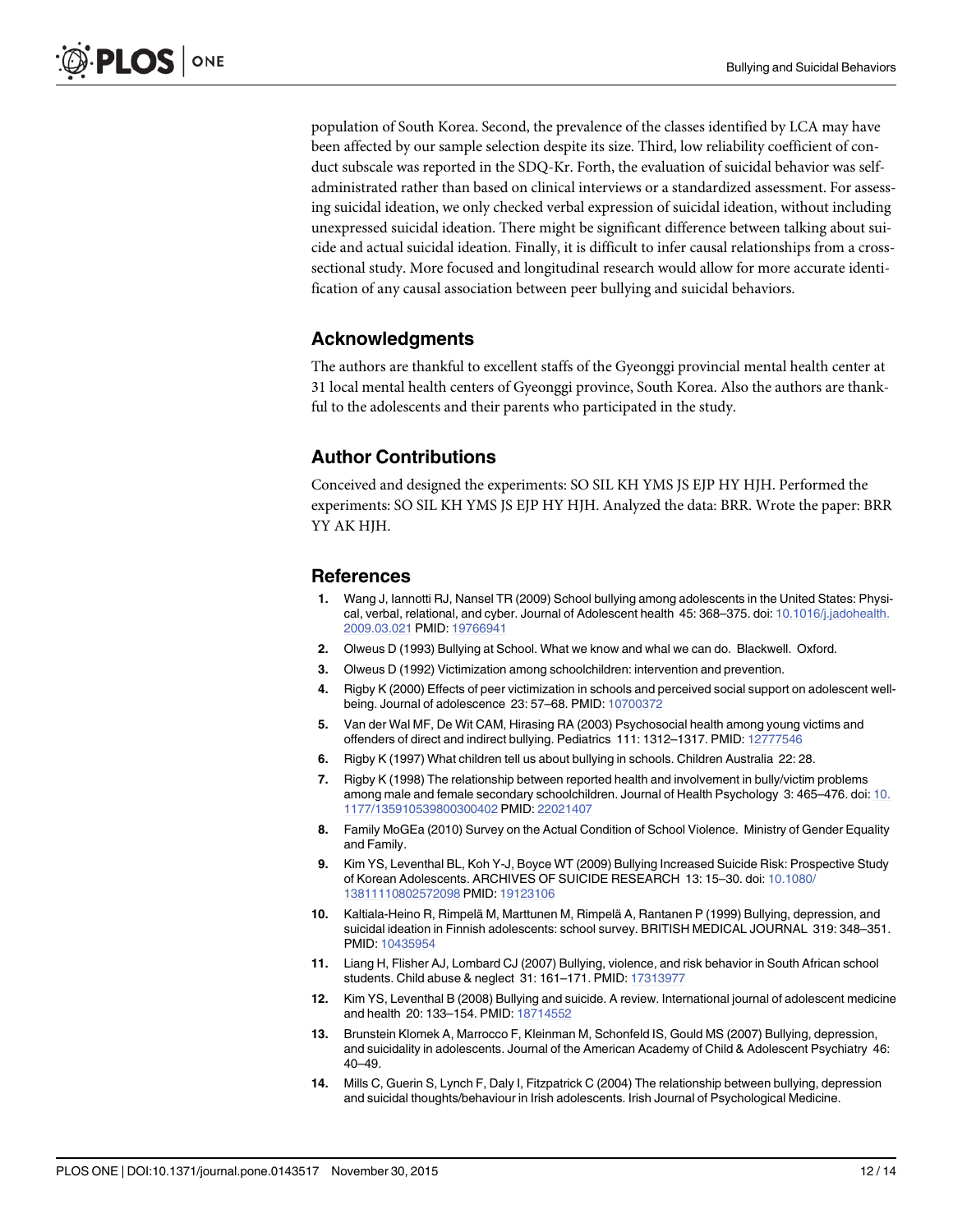population of South Korea. Second, the prevalence of the classes identified by LCA may have been affected by our sample selection despite its size. Third, low reliability coefficient of conduct subscale was reported in the SDQ-Kr. Forth, the evaluation of suicidal behavior was self-administrated rather than based on clinical interviews or a standardized assessment. For assessing suicidal ideation, we only checked verbal expression of suicidal ideation, without including unexpressed suicidal ideation. There might be significant difference between talking about suicide and actual suicidal ideation. Finally, it is difficult to infer causal relationships from a cross-sectional study. More focused and longitudinal research would allow for more accurate identification of any causal association between peer bullying and suicidal behaviors.

## Acknowledgments

The authors are thankful to excellent staffs of the Gyeonggi provincial mental health center at 31 local mental health centers of Gyeonggi province, South Korea. Also the authors are thankful to the adolescents and their parents who participated in the study.

## Author Contributions

Conceived and designed the experiments: SO SIL KH YMS JS EJP HY HJH. Performed the experiments: SO SIL KH YMS JS EJP HY HJH. Analyzed the data: BRR. Wrote the paper: BRR YY AK HJH.

## References

1. Wang J, Iannotti RJ, Nansel TR (2009) School bullying among adolescents in the United States: Physical, verbal, relational, and cyber. Journal of Adolescent health 45: 368–375. doi: 10.1016/j.jadohealth.2009.03.021 PMID: 19766941
2. Olweus D (1993) Bullying at School. What we know and whal we can do. Blackwell. Oxford.
3. Olweus D (1992) Victimization among schoolchildren: intervention and prevention.
4. Rigby K (2000) Effects of peer victimization in schools and perceived social support on adolescent well-being. Journal of adolescence 23: 57–68. PMID: 10700372
5. Van der Wal MF, De Wit CAM, Hirasing RA (2003) Psychosocial health among young victims and offenders of direct and indirect bullying. Pediatrics 111: 1312–1317. PMID: 12777546
6. Rigby K (1997) What children tell us about bullying in schools. Children Australia 22: 28.
7. Rigby K (1998) The relationship between reported health and involvement in bully/victim problems among male and female secondary schoolchildren. Journal of Health Psychology 3: 465–476. doi: 10.1177/135910539800300402 PMID: 22021407
8. Family MoGEa (2010) Survey on the Actual Condition of School Violence. Ministry of Gender Equality and Family.
9. Kim YS, Leventhal BL, Koh Y-J, Boyce WT (2009) Bullying Increased Suicide Risk: Prospective Study of Korean Adolescents. ARCHIVES OF SUICIDE RESEARCH 13: 15–30. doi: 10.1080/13811110802572098 PMID: 19123106
10. Kaltiala-Heino R, Rimpelä M, Marttunen M, Rimpelä A, Rantanen P (1999) Bullying, depression, and suicidal ideation in Finnish adolescents: school survey. BRITISH MEDICAL JOURNAL 319: 348–351. PMID: 10435954
11. Liang H, Flisher AJ, Lombard CJ (2007) Bullying, violence, and risk behavior in South African school students. Child abuse & neglect 31: 161–171. PMID: 17313977
12. Kim YS, Leventhal B (2008) Bullying and suicide. A review. International journal of adolescent medicine and health 20: 133–154. PMID: 18714552
13. Brunstein Klomek A, Marrocco F, Kleinman M, Schonfeld IS, Gould MS (2007) Bullying, depression, and suicidality in adolescents. Journal of the American Academy of Child & Adolescent Psychiatry 46: 40–49.
14. Mills C, Guerin S, Lynch F, Daly I, Fitzpatrick C (2004) The relationship between bullying, depression and suicidal thoughts/behaviour in Irish adolescents. Irish Journal of Psychological Medicine.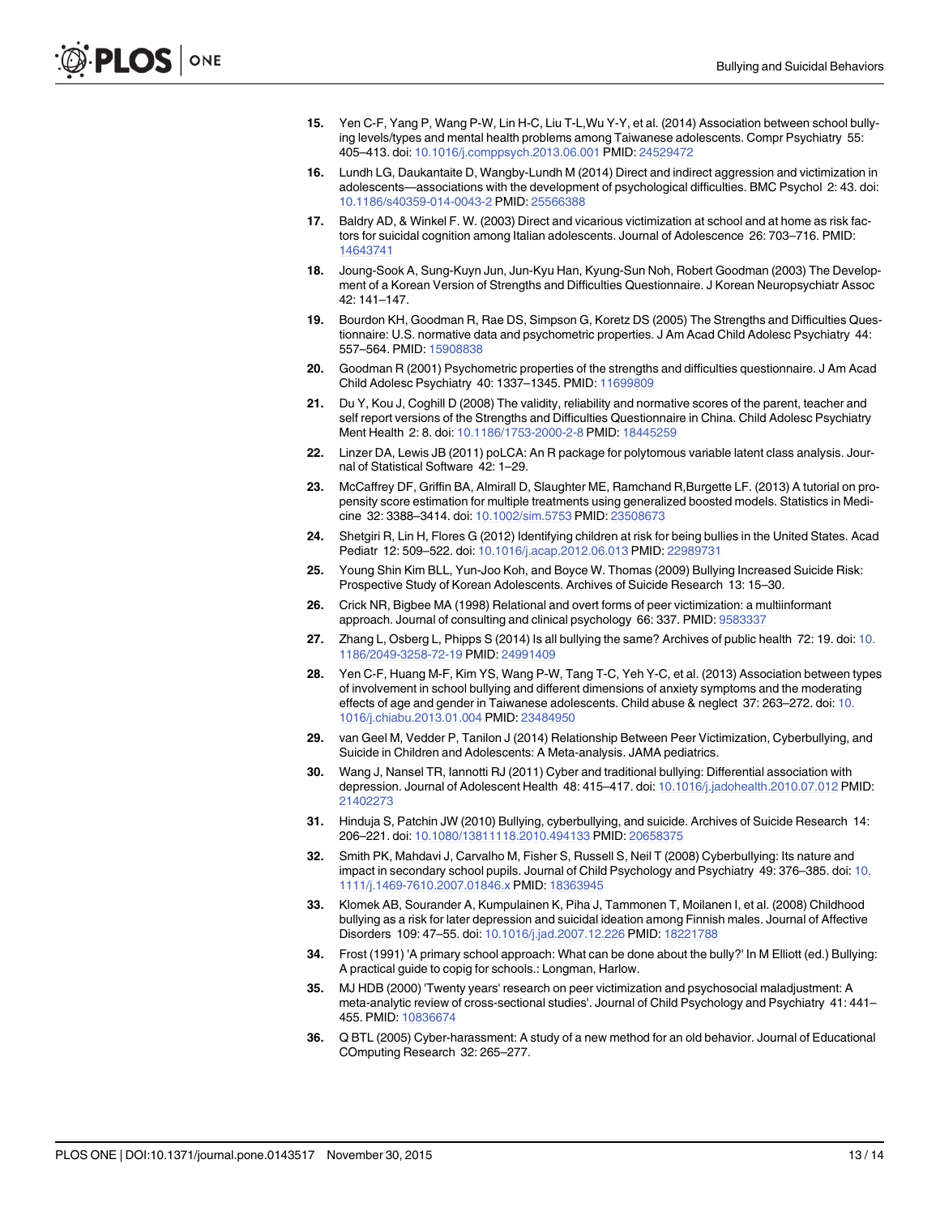15. Yen C-F, Yang P, Wang P-W, Lin H-C, Liu T-L,Wu Y-Y, et al. (2014) Association between school bullying levels/types and mental health problems among Taiwanese adolescents. Compr Psychiatry 55: 405–413. doi: 10.1016/j.comppsych.2013.06.001 PMID: 24529472

16. Lundh LG, Daukantaite D, Wangby-Lundh M (2014) Direct and indirect aggression and victimization in adolescents—associations with the development of psychological difficulties. BMC Psychol 2: 43. doi: 10.1186/s40359-014-0043-2 PMID: 25566388

17. Baldry AD, & Winkel F. W. (2003) Direct and vicarious victimization at school and at home as risk factors for suicidal cognition among Italian adolescents. Journal of Adolescence 26: 703–716. PMID: 14643741

18. Joung-Sook A, Sung-Kuyn Jun, Jun-Kyu Han, Kyung-Sun Noh, Robert Goodman (2003) The Development of a Korean Version of Strengths and Difficulties Questionnaire. J Korean Neuropsychiatr Assoc 42: 141–147.

19. Bourdon KH, Goodman R, Rae DS, Simpson G, Koretz DS (2005) The Strengths and Difficulties Questionnaire: U.S. normative data and psychometric properties. J Am Acad Child Adolesc Psychiatry 44: 557–564. PMID: 15908838

20. Goodman R (2001) Psychometric properties of the strengths and difficulties questionnaire. J Am Acad Child Adolesc Psychiatry 40: 1337–1345. PMID: 11699809

21. Du Y, Kou J, Coghill D (2008) The validity, reliability and normative scores of the parent, teacher and self report versions of the Strengths and Difficulties Questionnaire in China. Child Adolesc Psychiatry Ment Health 2: 8. doi: 10.1186/1753-2000-2-8 PMID: 18445259

22. Linzer DA, Lewis JB (2011) poLCA: An R package for polytomous variable latent class analysis. Journal of Statistical Software 42: 1–29.

23. McCaffrey DF, Griffin BA, Almirall D, Slaughter ME, Ramchand R,Burgette LF. (2013) A tutorial on propensity score estimation for multiple treatments using generalized boosted models. Statistics in Medicine 32: 3388–3414. doi: 10.1002/sim.5753 PMID: 23508673

24. Shetgiri R, Lin H, Flores G (2012) Identifying children at risk for being bullies in the United States. Acad Pediatr 12: 509–522. doi: 10.1016/j.acap.2012.06.013 PMID: 22989731

25. Young Shin Kim BLL, Yun-Joo Koh, and Boyce W. Thomas (2009) Bullying Increased Suicide Risk: Prospective Study of Korean Adolescents. Archives of Suicide Research 13: 15–30.

26. Crick NR, Bigbee MA (1998) Relational and overt forms of peer victimization: a multiinformant approach. Journal of consulting and clinical psychology 66: 337. PMID: 9583337

27. Zhang L, Osberg L, Phipps S (2014) Is all bullying the same? Archives of public health 72: 19. doi: 10.1186/2049-3258-72-19 PMID: 24991409

28. Yen C-F, Huang M-F, Kim YS, Wang P-W, Tang T-C, Yeh Y-C, et al. (2013) Association between types of involvement in school bullying and different dimensions of anxiety symptoms and the moderating effects of age and gender in Taiwanese adolescents. Child abuse & neglect 37: 263–272. doi: 10.1016/j.chiabu.2013.01.004 PMID: 23484950

29. van Geel M, Vedder P, Tanilon J (2014) Relationship Between Peer Victimization, Cyberbullying, and Suicide in Children and Adolescents: A Meta-analysis. JAMA pediatrics.

30. Wang J, Nansel TR, Iannotti RJ (2011) Cyber and traditional bullying: Differential association with depression. Journal of Adolescent Health 48: 415–417. doi: 10.1016/j.jadohealth.2010.07.012 PMID: 21402273

31. Hinduja S, Patchin JW (2010) Bullying, cyberbullying, and suicide. Archives of Suicide Research 14: 206–221. doi: 10.1080/13811118.2010.494133 PMID: 20658375

32. Smith PK, Mahdavi J, Carvalho M, Fisher S, Russell S, Neil T (2008) Cyberbullying: Its nature and impact in secondary school pupils. Journal of Child Psychology and Psychiatry 49: 376–385. doi: 10.1111/j.1469-7610.2007.01846.x PMID: 18363945

33. Klomek AB, Sourander A, Kumpulainen K, Piha J, Tammonen T, Moilanen I, et al. (2008) Childhood bullying as a risk for later depression and suicidal ideation among Finnish males. Journal of Affective Disorders 109: 47–55. doi: 10.1016/j.jad.2007.12.226 PMID: 18221788

34. Frost (1991) 'A primary school approach: What can be done about the bully?' In M Elliott (ed.) Bullying: A practical guide to copig for schools.: Longman, Harlow.

35. MJ HDB (2000) 'Twenty years' research on peer victimization and psychosocial maladjustment: A meta-analytic review of cross-sectional studies'. Journal of Child Psychology and Psychiatry 41: 441–455. PMID: 10836674

36. Q BTL (2005) Cyber-harassment: A study of a new method for an old behavior. Journal of Educational COmputing Research 32: 265–277.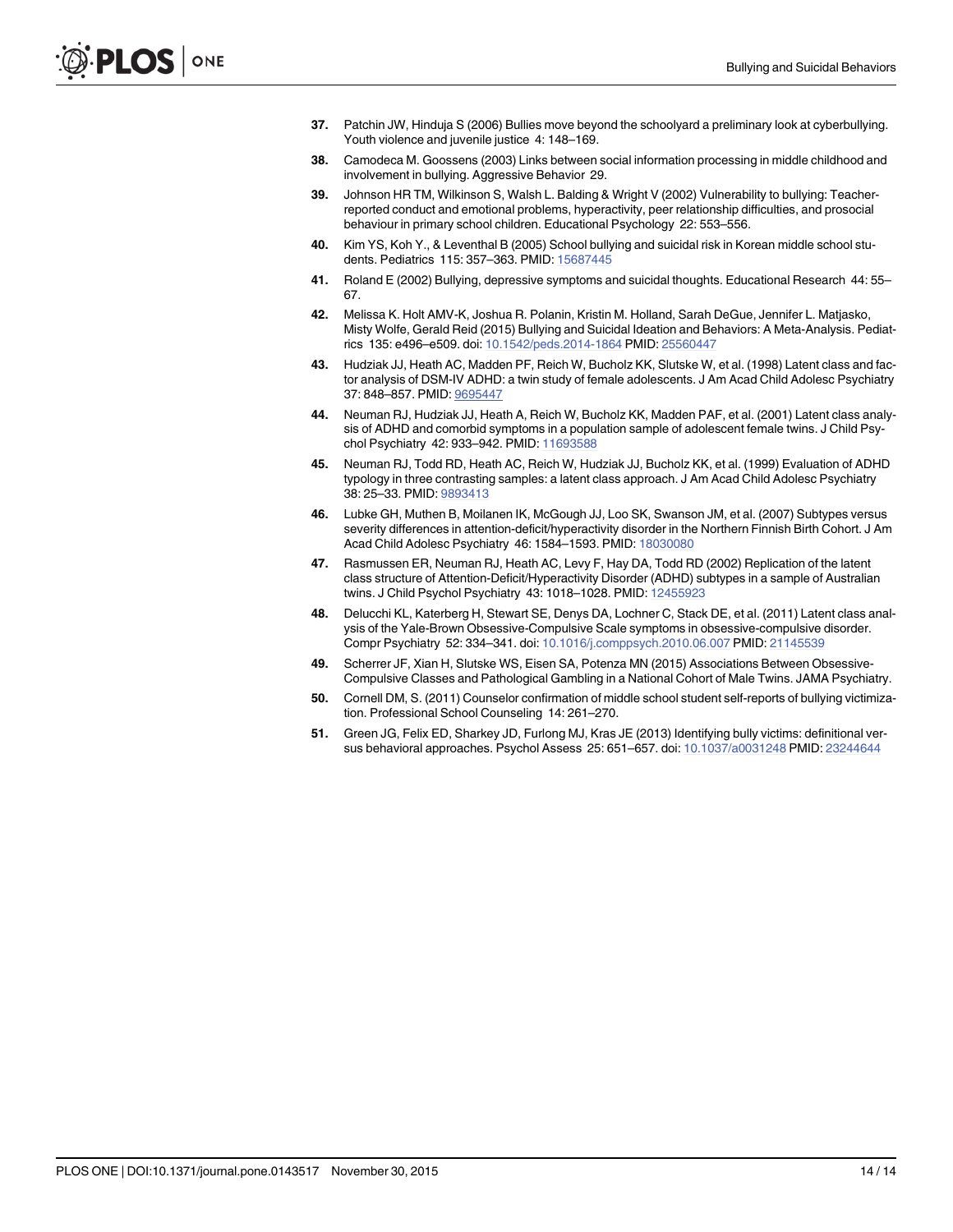37. Patchin JW, Hinduja S (2006) Bullies move beyond the schoolyard a preliminary look at cyberbullying. Youth violence and juvenile justice 4: 148–169.
38. Camodeca M. Goossens (2003) Links between social information processing in middle childhood and involvement in bullying. Aggressive Behavior 29.
39. Johnson HR TM, Wilkinson S, Walsh L. Balding & Wright V (2002) Vulnerability to bullying: Teacher-reported conduct and emotional problems, hyperactivity, peer relationship difficulties, and prosocial behaviour in primary school children. Educational Psychology 22: 553–556.
40. Kim YS, Koh Y., & Leventhal B (2005) School bullying and suicidal risk in Korean middle school students. Pediatrics 115: 357–363. PMID: 15687445
41. Roland E (2002) Bullying, depressive symptoms and suicidal thoughts. Educational Research 44: 55–67.
42. Melissa K. Holt AMV-K, Joshua R. Polanin, Kristin M. Holland, Sarah DeGue, Jennifer L. Matjasko, Misty Wolfe, Gerald Reid (2015) Bullying and Suicidal Ideation and Behaviors: A Meta-Analysis. Pediatrics 135: e496–e509. doi: 10.1542/peds.2014-1864 PMID: 25560447
43. Hudziak JJ, Heath AC, Madden PF, Reich W, Bucholz KK, Slutske W, et al. (1998) Latent class and factor analysis of DSM-IV ADHD: a twin study of female adolescents. J Am Acad Child Adolesc Psychiatry 37: 848–857. PMID: 9695447
44. Neuman RJ, Hudziak JJ, Heath A, Reich W, Bucholz KK, Madden PAF, et al. (2001) Latent class analysis of ADHD and comorbid symptoms in a population sample of adolescent female twins. J Child Psychol Psychiatry 42: 933–942. PMID: 11693588
45. Neuman RJ, Todd RD, Heath AC, Reich W, Hudziak JJ, Bucholz KK, et al. (1999) Evaluation of ADHD typology in three contrasting samples: a latent class approach. J Am Acad Child Adolesc Psychiatry 38: 25–33. PMID: 9893413
46. Lubke GH, Muthen B, Moilanen IK, McGough JJ, Loo SK, Swanson JM, et al. (2007) Subtypes versus severity differences in attention-deficit/hyperactivity disorder in the Northern Finnish Birth Cohort. J Am Acad Child Adolesc Psychiatry 46: 1584–1593. PMID: 18030080
47. Rasmussen ER, Neuman RJ, Heath AC, Levy F, Hay DA, Todd RD (2002) Replication of the latent class structure of Attention-Deficit/Hyperactivity Disorder (ADHD) subtypes in a sample of Australian twins. J Child Psychol Psychiatry 43: 1018–1028. PMID: 12455923
48. Delucchi KL, Katerberg H, Stewart SE, Denys DA, Lochner C, Stack DE, et al. (2011) Latent class analysis of the Yale-Brown Obsessive-Compulsive Scale symptoms in obsessive-compulsive disorder. Compr Psychiatry 52: 334–341. doi: 10.1016/j.comppsych.2010.06.007 PMID: 21145539
49. Scherrer JF, Xian H, Slutske WS, Eisen SA, Potenza MN (2015) Associations Between Obsessive-Compulsive Classes and Pathological Gambling in a National Cohort of Male Twins. JAMA Psychiatry.
50. Cornell DM, S. (2011) Counselor confirmation of middle school student self-reports of bullying victimization. Professional School Counseling 14: 261–270.
51. Green JG, Felix ED, Sharkey JD, Furlong MJ, Kras JE (2013) Identifying bully victims: definitional versus behavioral approaches. Psychol Assess 25: 651–657. doi: 10.1037/a0031248 PMID: 23244644